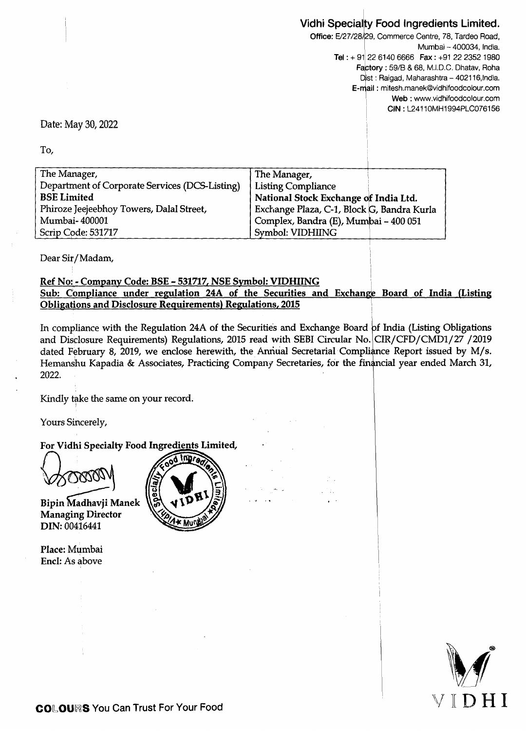**Vidhi Specialty Food Ingredients Limited.**

**Office:** E/27/28/29, Commerce Centre, 78, Tardeo Road, Mumbai – 400034, India.
**Tel :** + 91 22 6140 6666 **Fax :** +91 22 2352 1980
**Factory :** 59/B & 68, M.I.D.C. Dhatav, Roha Dist : Raigad, Maharashtra – 402116,India.
**E-mail :** mitesh.manek@vidhifoodcolour.com
**Web :** www.vidhifoodcolour.com
**CIN :** L24110MH1994PLC076156

Date: May 30, 2022

To,

| The Manager, | The Manager, |
|---|---|
| Department of Corporate Services (DCS-Listing) | Listing Compliance |
| **BSE Limited** | **National Stock Exchange of India Ltd.** |
| Phiroze Jeejeebhoy Towers, Dalal Street, | Exchange Plaza, C-1, Block G, Bandra Kurla |
| Mumbai- 400001 | Complex, Bandra (E), Mumbai – 400 051 |
| Scrip Code: 531717 | Symbol: VIDHIING |

Dear Sir/Madam,

**Ref No: - Company Code: BSE – 531717, NSE Symbol: VIDHIING**
**Sub: Compliance under regulation 24A of the Securities and Exchange Board of India (Listing Obligations and Disclosure Requirements) Regulations, 2015**

In compliance with the Regulation 24A of the Securities and Exchange Board of India (Listing Obligations and Disclosure Requirements) Regulations, 2015 read with SEBI Circular No. CIR/CFD/CMD1/27 /2019 dated February 8, 2019, we enclose herewith, the Annual Secretarial Compliance Report issued by M/s. Hemanshu Kapadia & Associates, Practicing Company Secretaries, for the financial year ended March 31, 2022.

Kindly take the same on your record.

Yours Sincerely,

**For Vidhi Specialty Food Ingredients Limited,**

**Bipin Madhavji Manek**
**Managing Director**
**DIN:** 00416441

**Place:** Mumbai
**Encl:** As above

**COLOURS** You Can Trust For Your Food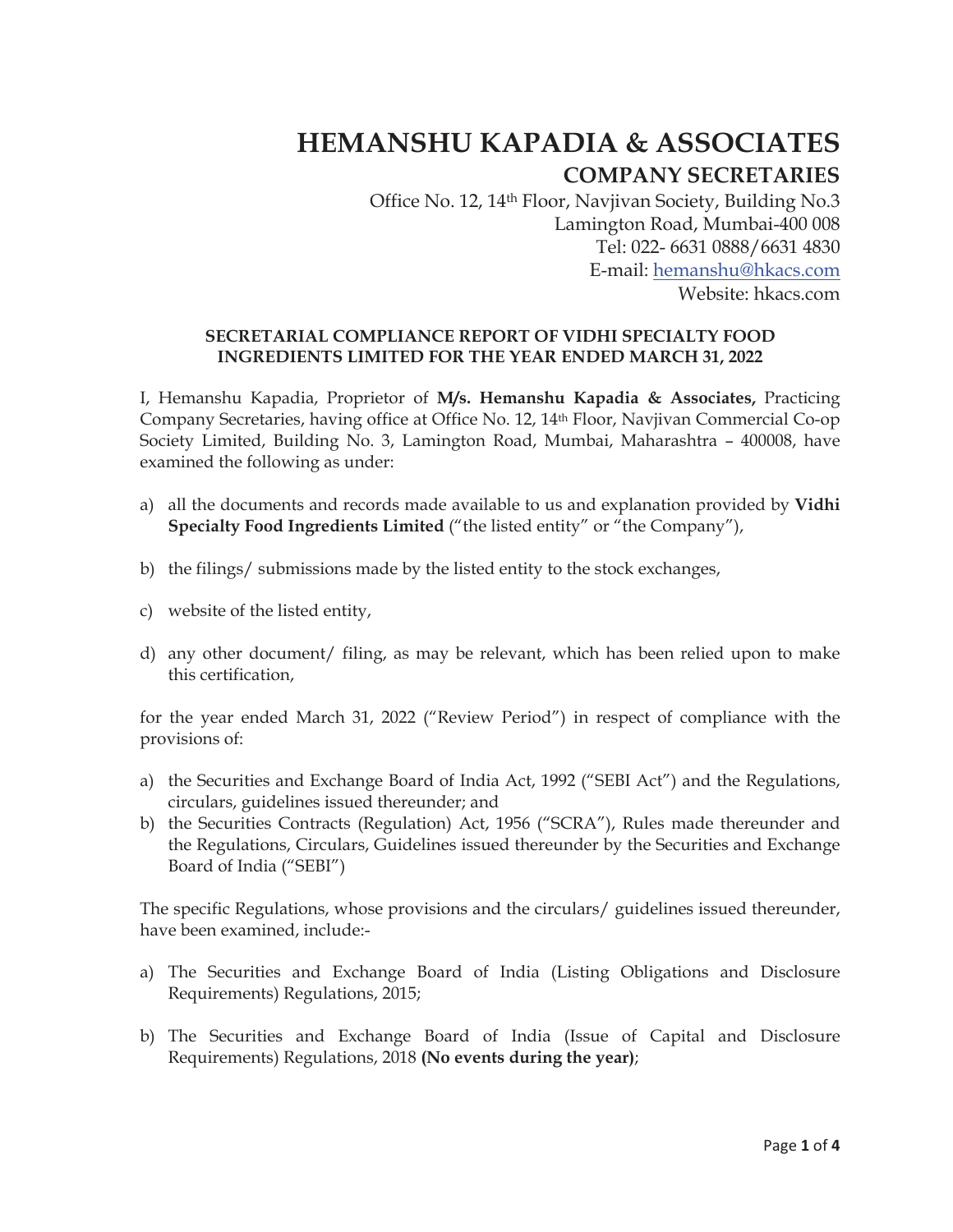# HEMANSHU KAPADIA & ASSOCIATES

## COMPANY SECRETARIES

Office No. 12, 14th Floor, Navjivan Society, Building No.3
Lamington Road, Mumbai-400 008
Tel: 022- 6631 0888/6631 4830
E-mail: hemanshu@hkacs.com
Website: hkacs.com

**SECRETARIAL COMPLIANCE REPORT OF VIDHI SPECIALTY FOOD INGREDIENTS LIMITED FOR THE YEAR ENDED MARCH 31, 2022**

I, Hemanshu Kapadia, Proprietor of **M/s. Hemanshu Kapadia & Associates,** Practicing Company Secretaries, having office at Office No. 12, 14th Floor, Navjivan Commercial Co-op Society Limited, Building No. 3, Lamington Road, Mumbai, Maharashtra – 400008, have examined the following as under:

a) all the documents and records made available to us and explanation provided by **Vidhi Specialty Food Ingredients Limited** ("the listed entity" or "the Company"),

b) the filings/ submissions made by the listed entity to the stock exchanges,

c) website of the listed entity,

d) any other document/ filing, as may be relevant, which has been relied upon to make this certification,

for the year ended March 31, 2022 ("Review Period") in respect of compliance with the provisions of:

a) the Securities and Exchange Board of India Act, 1992 ("SEBI Act") and the Regulations, circulars, guidelines issued thereunder; and
b) the Securities Contracts (Regulation) Act, 1956 ("SCRA"), Rules made thereunder and the Regulations, Circulars, Guidelines issued thereunder by the Securities and Exchange Board of India ("SEBI")

The specific Regulations, whose provisions and the circulars/ guidelines issued thereunder, have been examined, include:-

a) The Securities and Exchange Board of India (Listing Obligations and Disclosure Requirements) Regulations, 2015;

b) The Securities and Exchange Board of India (Issue of Capital and Disclosure Requirements) Regulations, 2018 **(No events during the year)**;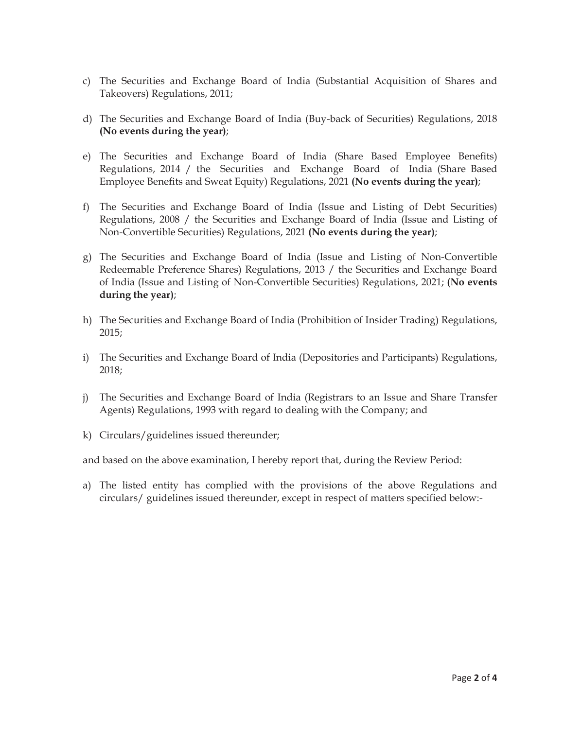c) The Securities and Exchange Board of India (Substantial Acquisition of Shares and Takeovers) Regulations, 2011;

d) The Securities and Exchange Board of India (Buy-back of Securities) Regulations, 2018 **(No events during the year)**;

e) The Securities and Exchange Board of India (Share Based Employee Benefits) Regulations, 2014 / the Securities and Exchange Board of India (Share Based Employee Benefits and Sweat Equity) Regulations, 2021 **(No events during the year)**;

f) The Securities and Exchange Board of India (Issue and Listing of Debt Securities) Regulations, 2008 / the Securities and Exchange Board of India (Issue and Listing of Non-Convertible Securities) Regulations, 2021 **(No events during the year)**;

g) The Securities and Exchange Board of India (Issue and Listing of Non-Convertible Redeemable Preference Shares) Regulations, 2013 / the Securities and Exchange Board of India (Issue and Listing of Non-Convertible Securities) Regulations, 2021; **(No events during the year)**;

h) The Securities and Exchange Board of India (Prohibition of Insider Trading) Regulations, 2015;

i) The Securities and Exchange Board of India (Depositories and Participants) Regulations, 2018;

j) The Securities and Exchange Board of India (Registrars to an Issue and Share Transfer Agents) Regulations, 1993 with regard to dealing with the Company; and

k) Circulars/guidelines issued thereunder;

and based on the above examination, I hereby report that, during the Review Period:

a) The listed entity has complied with the provisions of the above Regulations and circulars/ guidelines issued thereunder, except in respect of matters specified below:-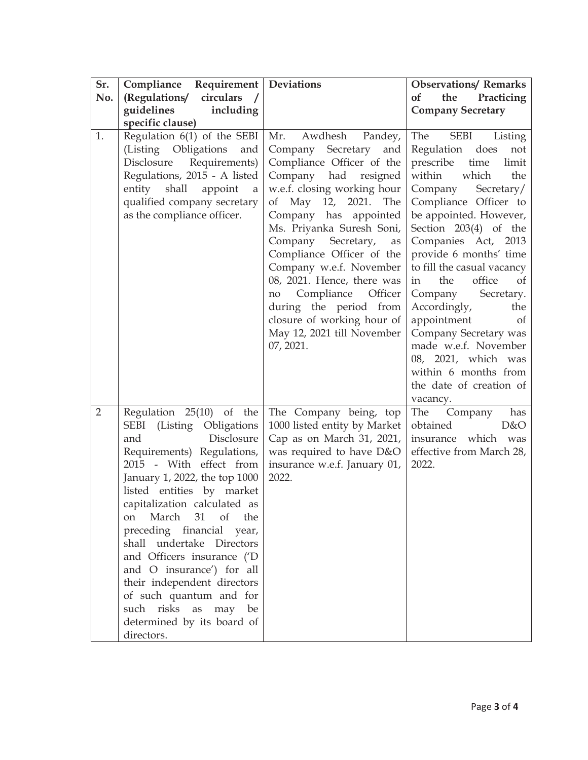| Sr. No. | Compliance Requirement (Regulations/ circulars / guidelines including specific clause) | Deviations | Observations/ Remarks of the Practicing Company Secretary |
|---|---|---|---|
| 1. | Regulation 6(1) of the SEBI (Listing Obligations and Disclosure Requirements) Regulations, 2015 - A listed entity shall appoint a qualified company secretary as the compliance officer. | Mr. Awdhesh Pandey, Company Secretary and Compliance Officer of the Company had resigned w.e.f. closing working hour of May 12, 2021. The Company has appointed Ms. Priyanka Suresh Soni, Company Secretary, as Compliance Officer of the Company w.e.f. November 08, 2021. Hence, there was no Compliance Officer during the period from closure of working hour of May 12, 2021 till November 07, 2021. | The SEBI Listing Regulation does not prescribe time limit within which the Company Secretary/ Compliance Officer to be appointed. However, Section 203(4) of the Companies Act, 2013 provide 6 months' time to fill the casual vacancy in the office of Company Secretary. Accordingly, the appointment of Company Secretary was made w.e.f. November 08, 2021, which was within 6 months from the date of creation of vacancy. |
| 2 | Regulation 25(10) of the SEBI (Listing Obligations and Disclosure Requirements) Regulations, 2015 - With effect from January 1, 2022, the top 1000 listed entities by market capitalization calculated as on March 31 of the preceding financial year, shall undertake Directors and Officers insurance ('D and O insurance') for all their independent directors of such quantum and for such risks as may be determined by its board of directors. | The Company being, top 1000 listed entity by Market Cap as on March 31, 2021, was required to have D&O insurance w.e.f. January 01, 2022. | The Company has obtained D&O insurance which was effective from March 28, 2022. |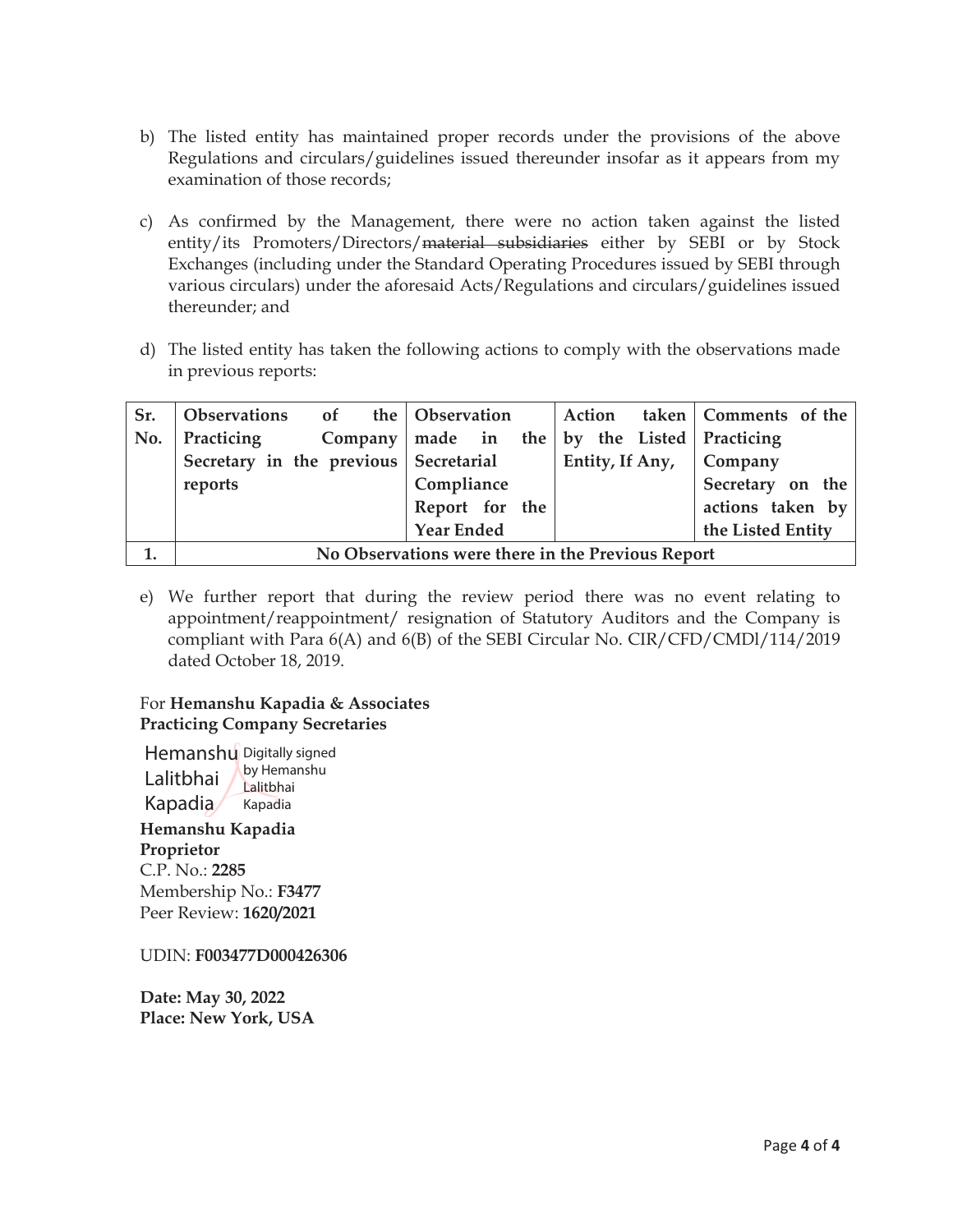b) The listed entity has maintained proper records under the provisions of the above Regulations and circulars/guidelines issued thereunder insofar as it appears from my examination of those records;

c) As confirmed by the Management, there were no action taken against the listed entity/its Promoters/Directors/~~material subsidiaries~~ either by SEBI or by Stock Exchanges (including under the Standard Operating Procedures issued by SEBI through various circulars) under the aforesaid Acts/Regulations and circulars/guidelines issued thereunder; and

d) The listed entity has taken the following actions to comply with the observations made in previous reports:

| Sr. No. | Observations of the Practicing Company Secretary in the previous reports | Observation made in the Secretarial Compliance Report for the Year Ended | Action taken by the Listed Entity, If Any, | Comments of the Practicing Company Secretary on the actions taken by the Listed Entity |
|---|---|---|---|---|
| 1. | No Observations were there in the Previous Report | | | |

e) We further report that during the review period there was no event relating to appointment/reappointment/ resignation of Statutory Auditors and the Company is compliant with Para 6(A) and 6(B) of the SEBI Circular No. CIR/CFD/CMDl/114/2019 dated October 18, 2019.

For **Hemanshu Kapadia & Associates**
**Practicing Company Secretaries**

Hemanshu Lalitbhai Kapadia
Digitally signed by Hemanshu Lalitbhai Kapadia

**Hemanshu Kapadia**
**Proprietor**
C.P. No.: **2285**
Membership No.: **F3477**
Peer Review: **1620/2021**

UDIN: **F003477D000426306**

**Date: May 30, 2022**
**Place: New York, USA**